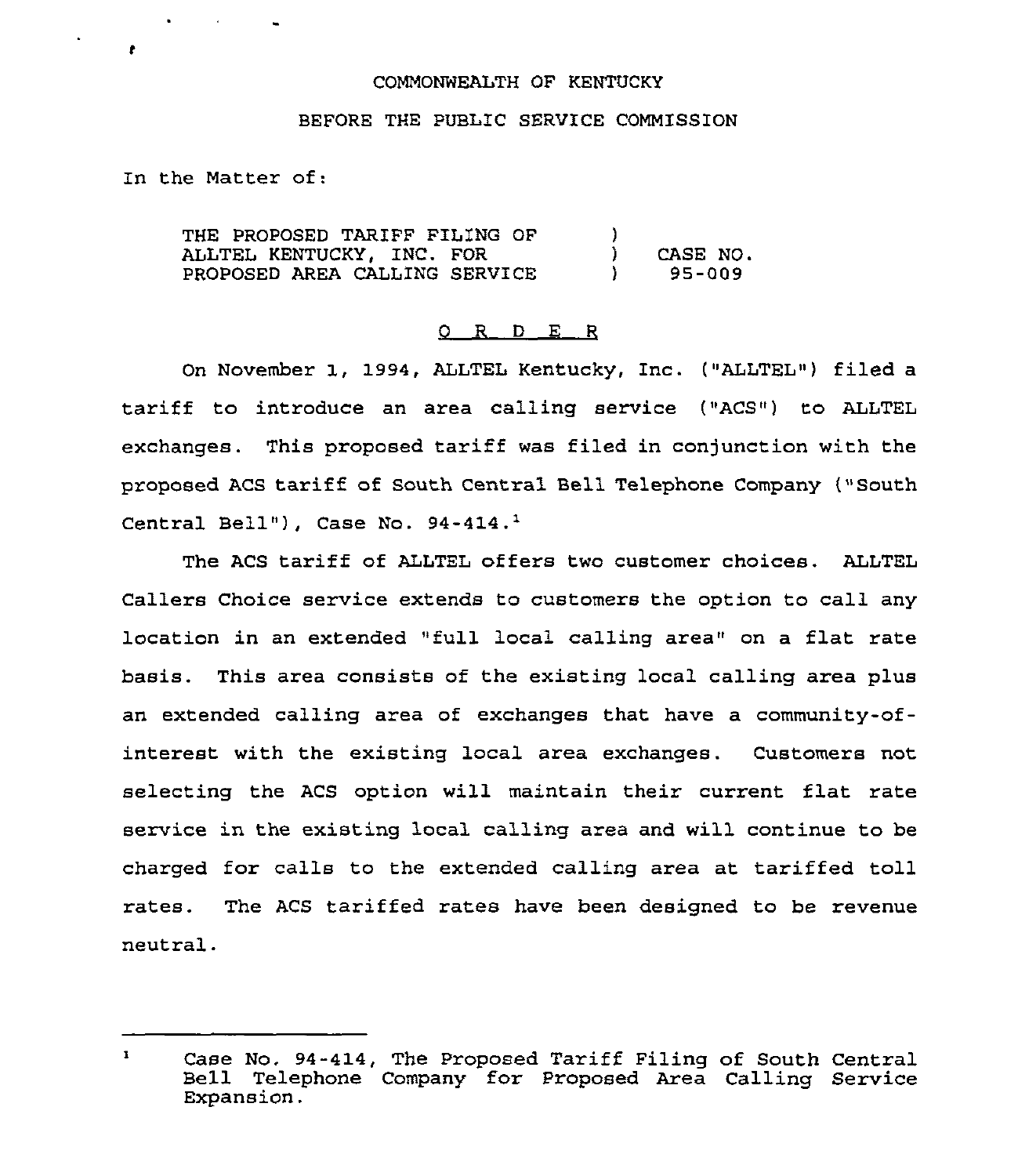COMMONWEALTH OF KENTUCKY

BEFORE THE PUBLIC SERVICE COMMISSION

In the Matter of:

THE PROPOSED TARIFF FILING OF ALLTEL KENTUCKY, INC. FOR PROPOSED AREA CALLING SERVICE ) CASE NO. 95-009

## O R D E R

On November 1, 1994, ALLTEL Kentucky, Inc. ("ALLTEL") filed a tariff to introduce an area calling service ("ACS") to ALLTEL exchanges. This proposed tariff was filed in conjunction with the proposed ACS tariff of South Central Bell Telephone Company ("South Central Bell"), Case No. 94-414.[1]

The ACS tariff of ALLTEL offers two customer choices. ALLTEL Callers Choice service extends to customers the option to call any location in an extended "full local calling area" on a flat rate basis. This area consists of the existing local calling area plus an extended calling area of exchanges that have a community-of-interest with the existing local area exchanges. Customers not selecting the ACS option will maintain their current flat rate service in the existing local calling area and will continue to be charged for calls to the extended calling area at tariffed toll rates. The ACS tariffed rates have been designed to be revenue neutral.

---

[1] Case No. 94-414, The Proposed Tariff Filing of South Central Bell Telephone Company for Proposed Area Calling Service Expansion.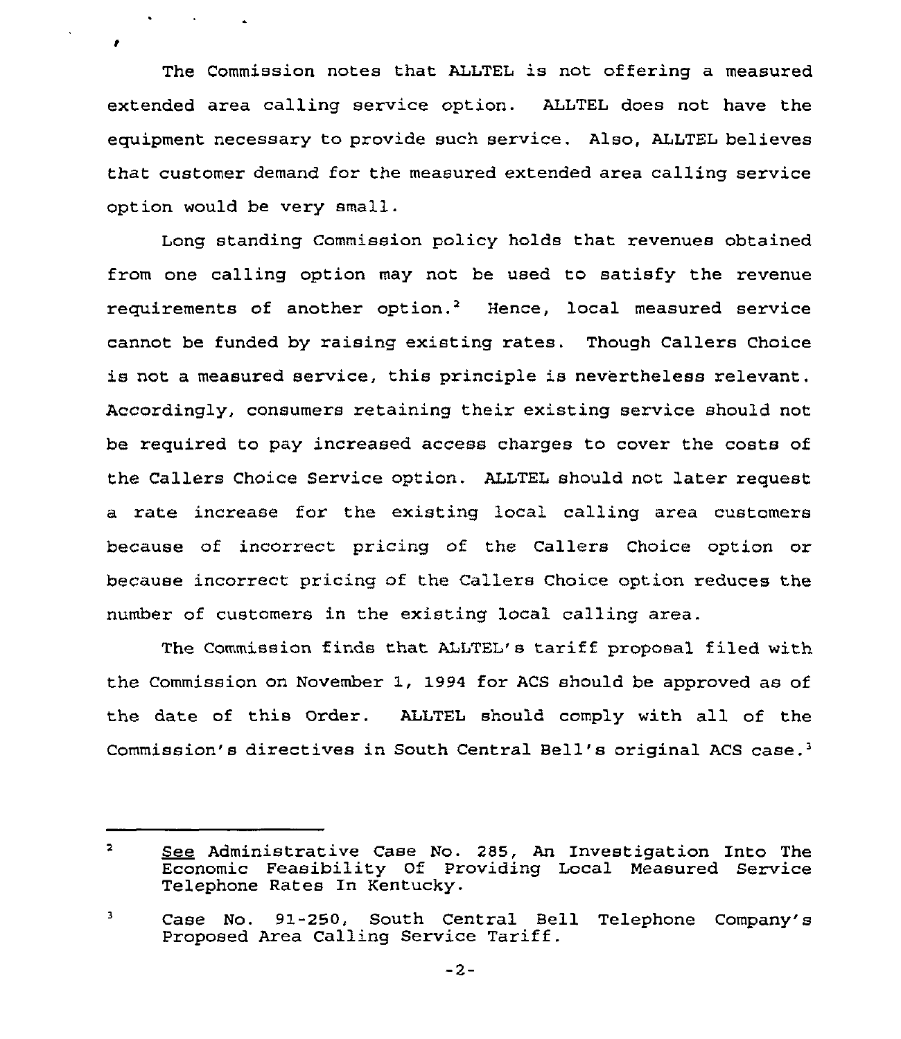The Commission notes that ALLTEL is not offering a measured extended area calling service option. ALLTEL does not have the equipment necessary to provide such service. Also, ALLTEL believes that customer demand for the measured extended area calling service option would be very small.

Long standing Commission policy holds that revenues obtained from one calling option may not be used to satisfy the revenue requirements of another option.[2] Hence, local measured service cannot be funded by raising existing rates. Though Callers Choice is not a measured service, this principle is nevertheless relevant. Accordingly, consumers retaining their existing service should not be required to pay increased access charges to cover the costs of the Callers Choice Service option. ALLTEL should not later request a rate increase for the existing local calling area customers because of incorrect pricing of the Callers Choice option or because incorrect pricing of the Callers Choice option reduces the number of customers in the existing local calling area.

The Commission finds that ALLTEL's tariff proposal filed with the Commission on November 1, 1994 for ACS should be approved as of the date of this Order. ALLTEL should comply with all of the Commission's directives in South Central Bell's original ACS case.[3]

---

[2] See Administrative Case No. 285, An Investigation Into The Economic Feasibility Of Providing Local Measured Service Telephone Rates In Kentucky.

[3] Case No. 91-250, South Central Bell Telephone Company's Proposed Area Calling Service Tariff.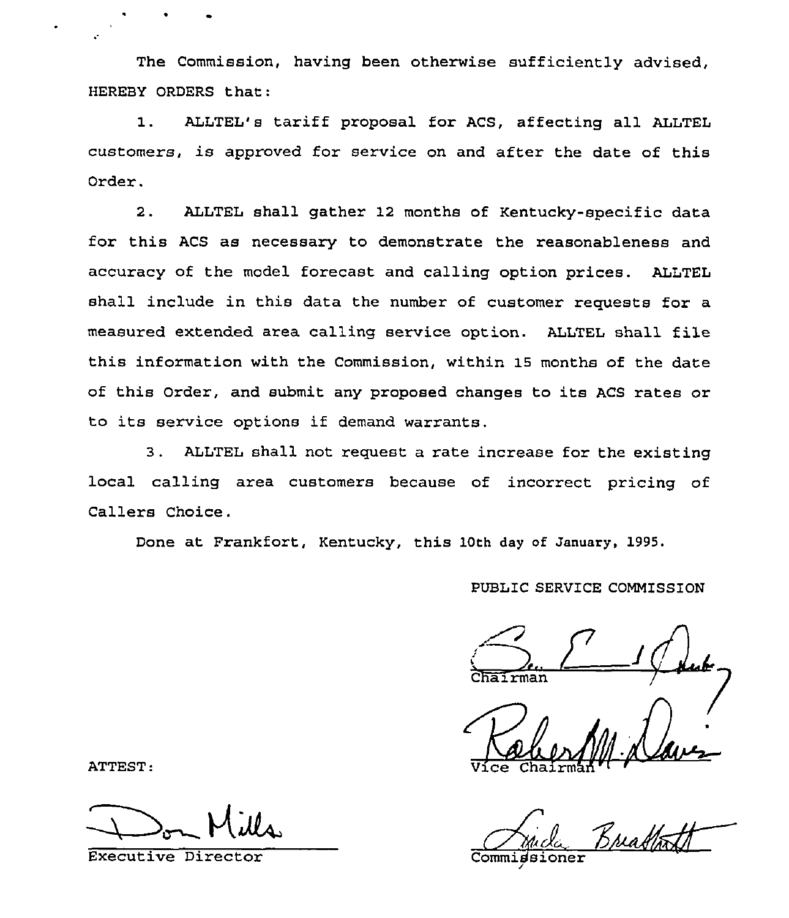The Commission, having been otherwise sufficiently advised, HEREBY ORDERS that:

1. ALLTEL's tariff proposal for ACS, affecting all ALLTEL customers, is approved for service on and after the date of this Order.

2. ALLTEL shall gather 12 months of Kentucky-specific data for this ACS as necessary to demonstrate the reasonableness and accuracy of the model forecast and calling option prices. ALLTEL shall include in this data the number of customer requests for a measured extended area calling service option. ALLTEL shall file this information with the Commission, within 15 months of the date of this Order, and submit any proposed changes to its ACS rates or to its service options if demand warrants.

3. ALLTEL shall not request a rate increase for the existing local calling area customers because of incorrect pricing of Callers Choice.

Done at Frankfort, Kentucky, this 10th day of January, 1995.

PUBLIC SERVICE COMMISSION

Chairman

Vice Chairman

Commissioner

ATTEST:

Executive Director